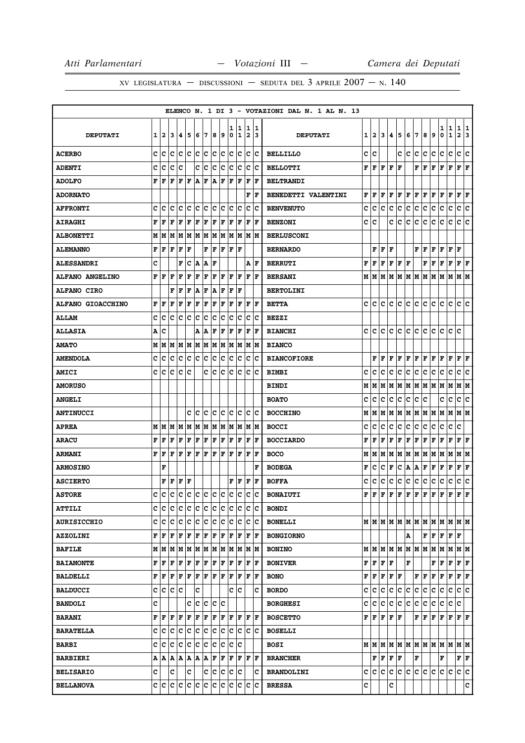ELENCO N. 1 DI 3 - VOTAZIONI DAL N. 1 AL N. 13

| DEPUTATI | 1 | 2 | 3 | 4 | 5 | 6 | 7 | 8 | 9 | 10 | 11 | 12 | 13 | DEPUTATI | 1 | 2 | 3 | 4 | 5 | 6 | 7 | 8 | 9 | 10 | 11 | 12 | 13 |
|---|---|---|---|---|---|---|---|---|---|---|---|---|---|---|---|---|---|---|---|---|---|---|---|---|---|---|---|
| **ACERBO** | C | C | C | C | C | C | C | C | C | C | C | C | C | **BELLILLO** | C | C | | | C | C | C | C | C | C | C | C | C |
| **ADENTI** | C | C | C | C | | C | C | C | C | C | C | C | C | **BELLOTTI** | F | F | F | F | F | | F | F | F | F | F | F | F |
| **ADOLFO** | F | F | F | F | F | A | F | A | F | F | F | F | F | **BELTRANDI** | | | | | | | | | | | | | |
| **ADORNATO** | | | | | | | | | | | | F | F | **BENEDETTI VALENTINI** | F | F | F | F | F | F | F | F | F | F | F | F | F |
| **AFFRONTI** | C | C | C | C | C | C | C | C | C | C | C | C | C | **BENVENUTO** | C | C | C | C | C | C | C | C | C | C | C | C | C |
| **AIRAGHI** | F | F | F | F | F | F | F | F | F | F | F | F | F | **BENZONI** | C | C | | C | C | C | C | C | C | C | C | C | C |
| **ALBONETTI** | M | M | M | M | M | M | M | M | M | M | M | M | M | **BERLUSCONI** | | | | | | | | | | | | | |
| **ALEMANNO** | F | F | F | F | F | | F | F | F | F | F | | | **BERNARDO** | | F | F | F | | | | F | F | F | F | F | |
| **ALESSANDRI** | C | | | F | C | A | A | F | | | | A | F | **BERRUTI** | F | F | F | F | F | F | | F | F | F | F | F | F |
| **ALFANO ANGELINO** | F | F | F | F | F | F | F | F | F | F | F | F | F | **BERSANI** | M | M | M | M | M | M | M | M | M | M | M | M | M |
| **ALFANO CIRO** | | | F | F | F | A | F | A | F | F | F | | | **BERTOLINI** | | | | | | | | | | | | | |
| **ALFANO GIOACCHINO** | F | F | F | F | F | F | F | F | F | F | F | F | F | **BETTA** | C | C | C | C | C | C | C | C | C | C | C | C | C |
| **ALLAM** | C | C | C | C | C | C | C | C | C | C | C | C | C | **BEZZI** | | | | | | | | | | | | | |
| **ALLASIA** | A | C | | | | A | A | F | F | F | F | F | F | **BIANCHI** | C | C | C | C | C | C | C | C | C | C | C | | |
| **AMATO** | M | M | M | M | M | M | M | M | M | M | M | M | M | **BIANCO** | | | | | | | | | | | | | |
| **AMENDOLA** | C | C | C | C | C | C | C | C | C | C | C | C | C | **BIANCOFIORE** | | F | F | F | F | F | F | F | F | F | F | F | F |
| **AMICI** | C | C | C | C | C | | C | C | C | C | C | C | C | **BIMBI** | C | C | C | C | C | C | C | C | C | C | C | C | C |
| **AMORUSO** | | | | | | | | | | | | | | **BINDI** | M | M | M | M | M | M | M | M | M | M | M | M | M |
| **ANGELI** | | | | | | | | | | | | | | **BOATO** | C | C | C | C | C | C | C | C | | C | C | C | C |
| **ANTINUCCI** | | | | | C | C | C | C | C | C | C | C | C | **BOCCHINO** | M | M | M | M | M | M | M | M | M | M | M | M | M |
| **APREA** | M | M | M | M | M | M | M | M | M | M | M | M | M | **BOCCI** | C | C | C | C | C | C | C | C | C | C | C | C | |
| **ARACU** | F | F | F | F | F | F | F | F | F | F | F | F | F | **BOCCIARDO** | F | F | F | F | F | F | F | F | F | F | F | F | F |
| **ARMANI** | F | F | F | F | F | F | F | F | F | F | F | F | F | **BOCO** | M | M | M | M | M | M | M | M | M | M | M | M | M |
| **ARMOSINO** | | F | | | | | | | | | | | F | **BODEGA** | F | C | C | F | C | A | A | F | F | F | F | F | F |
| **ASCIERTO** | | F | F | F | F | | | | | F | F | F | F | **BOFFA** | C | C | C | C | C | C | C | C | C | C | C | C | C |
| **ASTORE** | C | C | C | C | C | C | C | C | C | C | C | C | C | **BONAIUTI** | F | F | F | F | F | F | F | F | F | F | F | F | F |
| **ATTILI** | C | C | C | C | C | C | C | C | C | C | C | C | C | **BONDI** | | | | | | | | | | | | | |
| **AURISICCHIO** | C | C | C | C | C | C | C | C | C | C | C | C | C | **BONELLI** | M | M | M | M | M | M | M | M | M | M | M | M | M |
| **AZZOLINI** | F | F | F | F | F | F | F | F | F | F | F | F | F | **BONGIORNO** | | | | | | A | | F | F | F | F | F | |
| **BAFILE** | M | M | M | M | M | M | M | M | M | M | M | M | M | **BONINO** | M | M | M | M | M | M | M | M | M | M | M | M | M |
| **BAIAMONTE** | F | F | F | F | F | F | F | F | F | F | F | F | F | **BONIVER** | F | F | F | F | | F | | | F | F | F | F | F |
| **BALDELLI** | F | F | F | F | F | F | F | F | F | F | F | F | F | **BONO** | F | F | F | F | F | | F | F | F | F | F | F | F |
| **BALDUCCI** | C | C | C | C | | C | | | | C | C | | C | **BORDO** | C | C | C | C | C | C | C | C | C | C | C | C | C |
| **BANDOLI** | C | | | | C | C | C | C | C | | | | | **BORGHESI** | C | C | C | C | C | C | C | C | C | C | C | C | |
| **BARANI** | F | F | F | F | F | F | F | F | F | F | F | F | F | **BOSCETTO** | F | F | F | F | F | | F | F | F | F | F | F | F |
| **BARATELLA** | C | C | C | C | C | C | C | C | C | C | C | C | C | **BOSELLI** | | | | | | | | | | | | | |
| **BARBI** | C | C | C | C | C | C | C | C | C | C | C | | | **BOSI** | M | M | M | M | M | M | M | M | M | M | M | M | M |
| **BARBIERI** | A | A | A | A | A | A | A | F | F | F | F | F | F | **BRANCHER** | | F | F | F | F | | F | | | F | | F | F |
| **BELISARIO** | C | | C | | C | | C | C | C | C | C | | C | **BRANDOLINI** | C | C | C | C | C | C | C | C | C | C | C | C | C |
| **BELLANOVA** | C | C | C | C | C | C | C | C | C | C | C | C | C | **BRESSA** | C | | | C | | | | | | | | | C |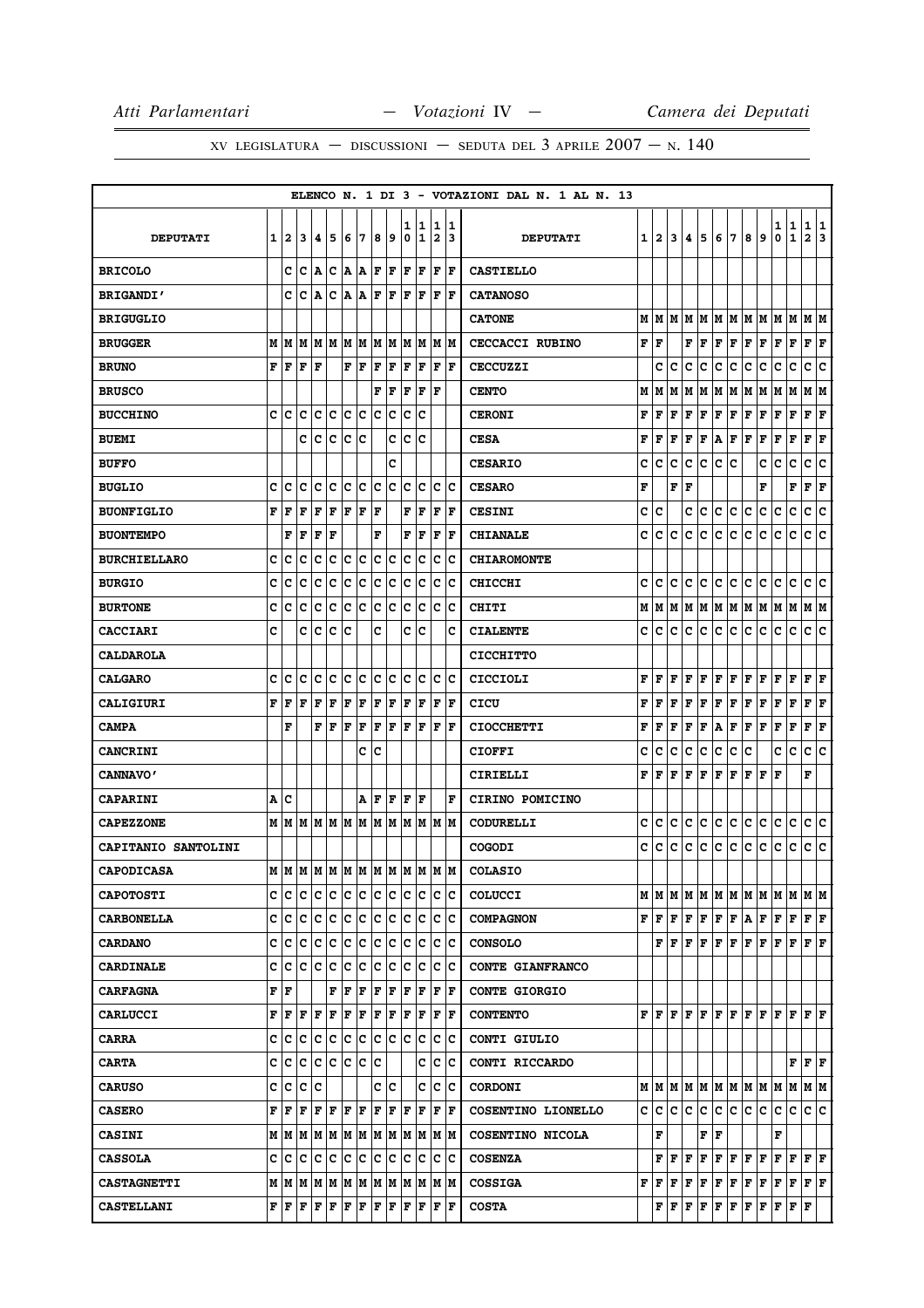ELENCO N. 1 DI 3 - VOTAZIONI DAL N. 1 AL N. 13

| DEPUTATI | 1 | 2 | 3 | 4 | 5 | 6 | 7 | 8 | 9 | 10 | 11 | 12 | 13 | DEPUTATI | 1 | 2 | 3 | 4 | 5 | 6 | 7 | 8 | 9 | 10 | 11 | 12 | 13 |
|---|---|---|---|---|---|---|---|---|---|---|---|---|---|---|---|---|---|---|---|---|---|---|---|---|---|---|---|
| **BRICOLO** | | C | C | A | C | A | A | F | F | F | F | F | F | **CASTIELLO** | | | | | | | | | | | | | |
| **BRIGANDI'** | | C | C | A | C | A | A | F | F | F | F | F | F | **CATANOSO** | | | | | | | | | | | | | |
| **BRIGUGLIO** | | | | | | | | | | | | | | **CATONE** | M | M | M | M | M | M | M | M | M | M | M | M | M |
| **BRUGGER** | M | M | M | M | M | M | M | M | M | M | M | M | M | **CECCACCI RUBINO** | F | F | | F | F | F | F | F | F | F | F | F | F |
| **BRUNO** | F | F | F | F | | F | F | F | F | F | F | F | F | **CECCUZZI** | | C | C | C | C | C | C | C | C | C | C | C | C |
| **BRUSCO** | | | | | | | | F | F | F | F | F | | **CENTO** | M | M | M | M | M | M | M | M | M | M | M | M | M |
| **BUCCHINO** | C | C | C | C | C | C | C | C | C | C | C | | | **CERONI** | F | F | F | F | F | F | F | F | F | F | F | F | F |
| **BUEMI** | | | C | C | C | C | C | | C | C | C | | | **CESA** | F | F | F | F | A | F | F | F | F | F | F | F | F |
| **BUFFO** | | | | | | | | | C | | | | | **CESARIO** | C | C | C | C | C | C | C | | C | C | C | C | C |
| **BUGLIO** | C | C | C | C | C | C | C | C | C | C | C | C | C | **CESARO** | F | | F | F | | | | | F | | F | F | F |
| **BUONFIGLIO** | F | F | F | F | F | F | F | F | | F | F | F | F | **CESINI** | C | C | | C | C | C | C | C | C | C | C | C | C |
| **BUONTEMPO** | | F | F | F | F | | | F | | F | F | F | F | **CHIANALE** | C | C | C | C | C | C | C | C | C | C | C | C | C |
| **BURCHIELLARO** | C | C | C | C | C | C | C | C | C | C | C | C | C | **CHIAROMONTE** | | | | | | | | | | | | | |
| **BURGIO** | C | C | C | C | C | C | C | C | C | C | C | C | C | **CHICCHI** | C | C | C | C | C | C | C | C | C | C | C | C | C |
| **BURTONE** | C | C | C | C | C | C | C | C | C | C | C | C | C | **CHITI** | M | M | M | M | M | M | M | M | M | M | M | M | M |
| **CACCIARI** | C | | C | C | C | C | | C | | C | C | | C | **CIALENTE** | C | C | C | C | C | C | C | C | C | C | C | C | C |
| **CALDAROLA** | | | | | | | | | | | | | | **CICCHITTO** | | | | | | | | | | | | | |
| **CALGARO** | C | C | C | C | C | C | C | C | C | C | C | C | C | **CICCIOLI** | F | F | F | F | F | F | F | F | F | F | F | F | F |
| **CALIGIURI** | F | F | F | F | F | F | F | F | F | F | F | F | F | **CICU** | F | F | F | F | F | F | F | F | F | F | F | F | F |
| **CAMPA** | | F | | F | F | F | F | F | F | F | F | F | F | **CIOCCHETTI** | F | F | F | F | A | F | F | F | F | F | F | F | F |
| **CANCRINI** | | | | | | | C | C | | | | | | **CIOFFI** | C | C | C | C | C | C | C | C | | C | C | C | C |
| **CANNAVO'** | | | | | | | | | | | | | | **CIRIELLI** | F | F | F | F | F | F | F | F | F | F | | F | |
| **CAPARINI** | A | C | | | | | A | F | F | F | F | | F | **CIRINO POMICINO** | | | | | | | | | | | | | |
| **CAPEZZONE** | M | M | M | M | M | M | M | M | M | M | M | M | M | **CODURELLI** | C | C | C | C | C | C | C | C | C | C | C | C | C |
| **CAPITANIO SANTOLINI** | | | | | | | | | | | | | | **COGODI** | C | C | C | C | C | C | C | C | C | C | C | C | C |
| **CAPODICASA** | M | M | M | M | M | M | M | M | M | M | M | M | M | **COLASIO** | | | | | | | | | | | | | |
| **CAPOTOSTI** | C | C | C | C | C | C | C | C | C | C | C | C | C | **COLUCCI** | M | M | M | M | M | M | M | M | M | M | M | M | M |
| **CARBONELLA** | C | C | C | C | C | C | C | C | C | C | C | C | C | **COMPAGNON** | F | F | F | F | F | F | F | A | F | F | F | F | F |
| **CARDANO** | C | C | C | C | C | C | C | C | C | C | C | C | C | **CONSOLO** | | F | F | F | F | F | F | F | F | F | F | F | F |
| **CARDINALE** | C | C | C | C | C | C | C | C | C | C | C | C | C | **CONTE GIANFRANCO** | | | | | | | | | | | | | |
| **CARFAGNA** | F | F | | | F | F | F | F | F | F | F | F | F | **CONTE GIORGIO** | | | | | | | | | | | | | |
| **CARLUCCI** | F | F | F | F | F | F | F | F | F | F | F | F | F | **CONTENTO** | F | F | F | F | F | F | F | F | F | F | F | F | F |
| **CARRA** | C | C | C | C | C | C | C | C | C | C | C | C | C | **CONTI GIULIO** | | | | | | | | | | | | | |
| **CARTA** | C | C | C | C | C | C | C | | | | C | C | C | **CONTI RICCARDO** | | | | | | | | | | | F | F | F |
| **CARUSO** | C | C | C | C | | | | C | C | | C | C | C | **CORDONI** | M | M | M | M | M | M | M | M | M | M | M | M | M |
| **CASERO** | F | F | F | F | F | F | F | F | F | F | F | F | F | **COSENTINO LIONELLO** | C | C | C | C | C | C | C | C | C | C | C | C | C |
| **CASINI** | M | M | M | M | M | M | M | M | M | M | M | M | M | **COSENTINO NICOLA** | | F | | | F | F | | | | F | | | |
| **CASSOLA** | C | C | C | C | C | C | C | C | C | C | C | C | C | **COSENZA** | | F | F | F | F | F | F | F | F | F | F | F | F |
| **CASTAGNETTI** | M | M | M | M | M | M | M | M | M | M | M | M | M | **COSSIGA** | F | F | F | F | F | F | F | F | F | F | F | F | F |
| **CASTELLANI** | F | F | F | F | F | F | F | F | F | F | F | F | F | **COSTA** | | F | F | F | F | F | F | F | F | F | F | F | |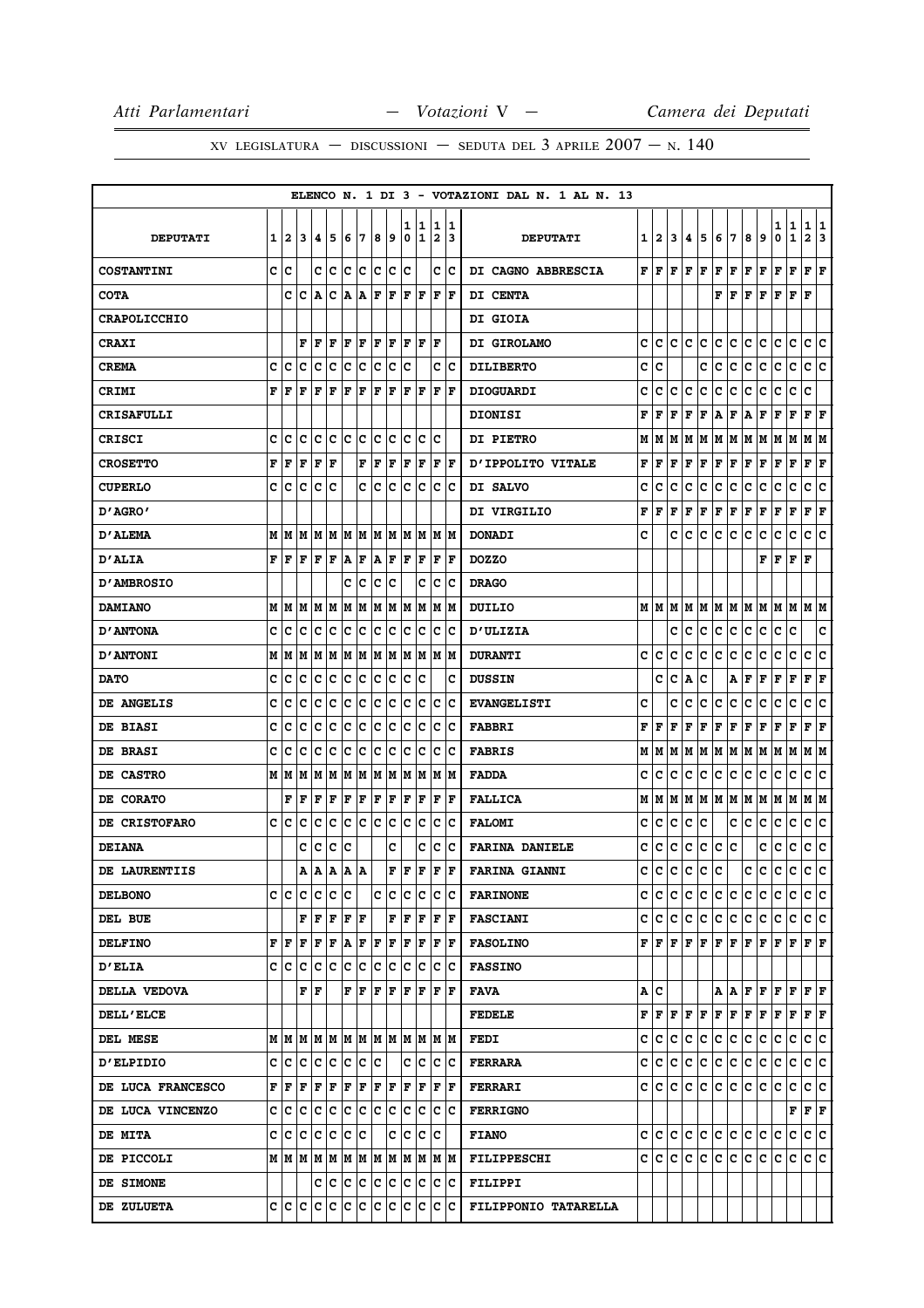XV LEGISLATURA — DISCUSSIONI — SEDUTA DEL 3 APRILE 2007 — N. 140

ELENCO N. 1 DI 3 - VOTAZIONI DAL N. 1 AL N. 13

| DEPUTATI | 1 | 2 | 3 | 4 | 5 | 6 | 7 | 8 | 9 | 10 | 11 | 12 | 13 | DEPUTATI | 1 | 2 | 3 | 4 | 5 | 6 | 7 | 8 | 9 | 10 | 11 | 12 | 13 |
|---|---|---|---|---|---|---|---|---|---|---|---|---|---|---|---|---|---|---|---|---|---|---|---|---|---|---|---|
| COSTANTINI | C | C | | C | C | C | C | C | C | C | | C | C | DI CAGNO ABBRESCIA | F | F | F | F | F | F | F | F | F | F | F | F | F |
| COTA | | C | C | A | C | A | A | F | F | F | F | F | F | DI CENTA | | | | | | F | F | F | F | F | F | F | |
| CRAPOLICCHIO | | | | | | | | | | | | | | DI GIOIA | | | | | | | | | | | | | |
| CRAXI | | | F | F | F | F | F | F | F | F | F | F | | DI GIROLAMO | C | C | C | C | C | C | C | C | C | C | C | C | C |
| CREMA | C | C | C | C | C | C | C | C | C | C | | C | C | DILIBERTO | C | C | | | C | C | C | C | C | C | C | C | C |
| CRIMI | F | F | F | F | F | F | F | F | F | F | F | F | F | DIOGUARDI | C | C | C | C | C | C | C | C | C | C | C | C | |
| CRISAFULLI | | | | | | | | | | | | | | DIONISI | F | F | F | F | F | A | F | A | F | F | F | F | F |
| CRISCI | C | C | C | C | C | C | C | C | C | C | C | C | | DI PIETRO | M | M | M | M | M | M | M | M | M | M | M | M | M |
| CROSETTO | F | F | F | F | F | | F | F | F | F | F | F | F | D'IPPOLITO VITALE | F | F | F | F | F | F | F | F | F | F | F | F | F |
| CUPERLO | C | C | C | C | C | | C | C | C | C | C | C | C | DI SALVO | C | C | C | C | C | C | C | C | C | C | C | C | C |
| D'AGRO' | | | | | | | | | | | | | | DI VIRGILIO | F | F | F | F | F | F | F | F | F | F | F | F | F |
| D'ALEMA | M | M | M | M | M | M | M | M | M | M | M | M | M | DONADI | C | | C | C | C | C | C | C | C | C | C | C | C |
| D'ALIA | F | F | F | F | F | A | F | A | F | F | F | F | F | DOZZO | | | | | | | | | F | F | F | F | |
| D'AMBROSIO | | | | | | C | C | C | C | | C | C | C | DRAGO | | | | | | | | | | | | | |
| DAMIANO | M | M | M | M | M | M | M | M | M | M | M | M | M | DUILIO | M | M | M | M | M | M | M | M | M | M | M | M | M |
| D'ANTONA | C | C | C | C | C | C | C | C | C | C | C | C | C | D'ULIZIA | | | C | C | C | C | C | C | C | C | C | | C |
| D'ANTONI | M | M | M | M | M | M | M | M | M | M | M | M | M | DURANTI | C | C | C | C | C | C | C | C | C | C | C | C | C |
| DATO | C | C | C | C | C | C | C | C | C | C | C | | C | DUSSIN | | C | C | A | C | | A | F | F | F | F | F | F |
| DE ANGELIS | C | C | C | C | C | C | C | C | C | C | C | C | C | EVANGELISTI | C | | C | C | C | C | C | C | C | C | C | C | C |
| DE BIASI | C | C | C | C | C | C | C | C | C | C | C | C | C | FABBRI | F | F | F | F | F | F | F | F | F | F | F | F | F |
| DE BRASI | C | C | C | C | C | C | C | C | C | C | C | C | C | FABRIS | M | M | M | M | M | M | M | M | M | M | M | M | M |
| DE CASTRO | M | M | M | M | M | M | M | M | M | M | M | M | M | FADDA | C | C | C | C | C | C | C | C | C | C | C | C | C |
| DE CORATO | | F | F | F | F | F | F | F | F | F | F | F | F | FALLICA | M | M | M | M | M | M | M | M | M | M | M | M | M |
| DE CRISTOFARO | C | C | C | C | C | C | C | C | C | C | C | C | C | FALOMI | C | C | C | C | C | | C | C | C | C | C | C | C |
| DEIANA | | | C | C | C | C | | | C | | C | C | C | FARINA DANIELE | C | C | C | C | C | C | C | | C | C | C | C | C |
| DE LAURENTIIS | | | A | A | A | A | A | | F | F | F | F | F | FARINA GIANNI | C | C | C | C | C | C | | C | C | C | C | C | C |
| DELBONO | C | C | C | C | C | C | | C | C | C | C | C | C | FARINONE | C | C | C | C | C | C | C | C | C | C | C | C | C |
| DEL BUE | | | F | F | F | F | F | | F | F | F | F | F | FASCIANI | C | C | C | C | C | C | C | C | C | C | C | C | C |
| DELFINO | F | F | F | F | F | A | F | F | F | F | F | F | F | FASOLINO | F | F | F | F | F | F | F | F | F | F | F | F | F |
| D'ELIA | C | C | C | C | C | C | C | C | C | C | C | C | C | FASSINO | | | | | | | | | | | | | |
| DELLA VEDOVA | | | F | F | | F | F | F | F | F | F | F | F | FAVA | A | C | | | | A | A | F | F | F | F | F | F |
| DELL'ELCE | | | | | | | | | | | | | | FEDELE | F | F | F | F | F | F | F | F | F | F | F | F | F |
| DEL MESE | M | M | M | M | M | M | M | M | M | M | M | M | M | FEDI | C | C | C | C | C | C | C | C | C | C | C | C | C |
| D'ELPIDIO | C | C | C | C | C | C | C | C | | C | C | C | C | FERRARA | C | C | C | C | C | C | C | C | C | C | C | C | C |
| DE LUCA FRANCESCO | F | F | F | F | F | F | F | F | F | F | F | F | F | FERRARI | C | C | C | C | C | C | C | C | C | C | C | C | C |
| DE LUCA VINCENZO | C | C | C | C | C | C | C | C | C | C | C | C | C | FERRIGNO | | | | | | | | | | | F | F | F |
| DE MITA | C | C | C | C | C | C | C | | C | C | C | C | | FIANO | C | C | C | C | C | C | C | C | C | C | C | C | C |
| DE PICCOLI | M | M | M | M | M | M | M | M | M | M | M | M | M | FILIPPESCHI | C | C | C | C | C | C | C | C | C | C | C | C | C |
| DE SIMONE | | | | C | C | C | C | C | C | C | C | C | C | FILIPPI | | | | | | | | | | | | | |
| DE ZULUETA | C | C | C | C | C | C | C | C | C | C | C | C | C | FILIPPONIO TATARELLA | | | | | | | | | | | | | |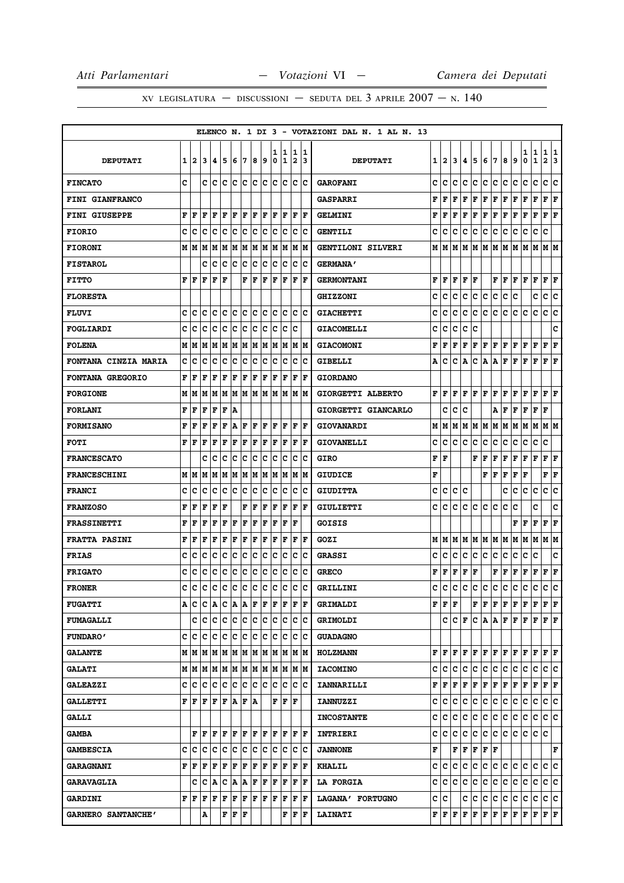**ELENCO N. 1 DI 3 - VOTAZIONI DAL N. 1 AL N. 13**

| DEPUTATI | 1 | 2 | 3 | 4 | 5 | 6 | 7 | 8 | 9 | 10 | 11 | 12 | 13 | DEPUTATI | 1 | 2 | 3 | 4 | 5 | 6 | 7 | 8 | 9 | 10 | 11 | 12 | 13 |
|---|---|---|---|---|---|---|---|---|---|---|---|---|---|---|---|---|---|---|---|---|---|---|---|---|---|---|---|
| **FINCATO** | C | | C | C | C | C | C | C | C | C | C | C | C | **GAROFANI** | C | C | C | C | C | C | C | C | C | C | C | C | C |
| **FINI GIANFRANCO** | | | | | | | | | | | | | | **GASPARRI** | F | F | F | F | F | F | F | F | F | F | F | F | F |
| **FINI GIUSEPPE** | F | F | F | F | F | F | F | F | F | F | F | F | F | **GELMINI** | F | F | F | F | F | F | F | F | F | F | F | F | F |
| **FIORIO** | C | C | C | C | C | C | C | C | C | C | C | C | C | **GENTILI** | C | C | C | C | C | C | C | C | C | C | C | C | |
| **FIORONI** | M | M | M | M | M | M | M | M | M | M | M | M | M | **GENTILONI SILVERI** | M | M | M | M | M | M | M | M | M | M | M | M | M |
| **FISTAROL** | | | C | C | C | C | C | C | C | C | C | C | C | **GERMANA'** | | | | | | | | | | | | | |
| **FITTO** | F | F | F | F | F | | F | F | F | F | F | F | F | **GERMONTANI** | F | F | F | F | | F | F | F | F | F | F | F | F |
| **FLORESTA** | | | | | | | | | | | | | | **GHIZZONI** | C | C | C | C | C | C | C | C | C | | C | C | C |
| **FLUVI** | C | C | C | C | C | C | C | C | C | C | C | C | C | **GIACHETTI** | C | C | C | C | C | C | C | C | C | C | C | C | C |
| **FOGLIARDI** | C | C | C | C | C | C | C | C | C | C | C | C | | **GIACOMELLI** | C | C | C | C | C | | | | | | | | C |
| **FOLENA** | M | M | M | M | M | M | M | M | M | M | M | M | M | **GIACOMONI** | F | F | F | F | F | F | F | F | F | F | F | F | F |
| **FONTANA CINZIA MARIA** | C | C | C | C | C | C | C | C | C | C | C | C | C | **GIBELLI** | A | C | C | A | C | A | A | F | F | F | F | F | F |
| **FONTANA GREGORIO** | F | F | F | F | F | F | F | F | F | F | F | F | F | **GIORDANO** | | | | | | | | | | | | | |
| **FORGIONE** | M | M | M | M | M | M | M | M | M | M | M | M | M | **GIORGETTI ALBERTO** | F | F | F | F | F | F | F | F | F | F | F | F | F |
| **FORLANI** | F | F | F | F | F | A | | | | | | | | **GIORGETTI GIANCARLO** | | C | C | C | | | A | F | F | F | F | F | |
| **FORMISANO** | F | F | F | F | F | A | F | F | F | F | F | F | F | **GIOVANARDI** | M | M | M | M | M | M | M | M | M | M | M | M | M |
| **FOTI** | F | F | F | F | F | F | F | F | F | F | F | F | F | **GIOVANELLI** | C | C | C | C | C | C | C | C | C | C | C | C | |
| **FRANCESCATO** | | | C | C | C | C | C | C | C | C | C | C | C | **GIRO** | F | F | | | F | F | F | F | F | F | F | F | F |
| **FRANCESCHINI** | M | M | M | M | M | M | M | M | M | M | M | M | M | **GIUDICE** | F | | | | | F | F | F | F | F | | F | F |
| **FRANCI** | C | C | C | C | C | C | C | C | C | C | C | C | C | **GIUDITTA** | C | C | C | C | | | | C | C | C | C | C | C |
| **FRANZOSO** | F | F | F | F | F | | F | F | F | F | F | F | F | **GIULIETTI** | C | C | C | C | C | C | C | C | C | | C | | C |
| **FRASSINETTI** | F | F | F | F | F | F | F | F | F | F | F | F | | **GOISIS** | | | | | | | | | F | F | F | F | F |
| **FRATTA PASINI** | F | F | F | F | F | F | F | F | F | F | F | F | F | **GOZI** | M | M | M | M | M | M | M | M | M | M | M | M | M |
| **FRIAS** | C | C | C | C | C | C | C | C | C | C | C | C | C | **GRASSI** | C | C | C | C | C | C | C | C | C | C | C | | C |
| **FRIGATO** | C | C | C | C | C | C | C | C | C | C | C | C | C | **GRECO** | F | F | F | F | | F | F | F | F | F | F | F | F |
| **FRONER** | C | C | C | C | C | C | C | C | C | C | C | C | C | **GRILLINI** | C | C | C | C | C | C | C | C | C | C | C | C | C |
| **FUGATTI** | A | C | C | A | C | A | A | F | F | F | F | F | F | **GRIMALDI** | F | F | F | | F | F | F | F | F | F | F | F | F |
| **FUMAGALLI** | | C | C | C | C | C | C | C | C | C | C | C | C | **GRIMOLDI** | | C | C | F | C | A | A | F | F | F | F | F | F |
| **FUNDARO'** | C | C | C | C | C | C | C | C | C | C | C | C | C | **GUADAGNO** | | | | | | | | | | | | | |
| **GALANTE** | M | M | M | M | M | M | M | M | M | M | M | M | M | **HOLZMANN** | F | F | F | F | F | F | F | F | F | F | F | F | F |
| **GALATI** | M | M | M | M | M | M | M | M | M | M | M | M | M | **IACOMINO** | C | C | C | C | C | C | C | C | C | C | C | C | C |
| **GALEAZZI** | C | C | C | C | C | C | C | C | C | C | C | C | C | **IANNARILLI** | F | F | F | F | F | F | F | F | F | F | F | F | F |
| **GALLETTI** | F | F | F | F | F | A | F | A | | F | F | F | | **IANNUZZI** | C | C | C | C | C | C | C | C | C | C | C | C | C |
| **GALLI** | | | | | | | | | | | | | | **INCOSTANTE** | C | C | C | C | C | C | C | C | C | C | C | C | C |
| **GAMBA** | | F | F | F | F | F | F | F | F | F | F | F | F | **INTRIERI** | C | C | C | C | C | C | C | C | C | C | C | C | |
| **GAMBESCIA** | C | C | C | C | C | C | C | C | C | C | C | C | C | **JANNONE** | F | | F | F | F | F | F | | | | | | F |
| **GARAGNANI** | F | F | F | F | F | F | F | F | F | F | F | F | F | **KHALIL** | C | C | C | C | C | C | C | C | C | C | C | C | C |
| **GARAVAGLIA** | | C | C | A | C | A | A | F | F | F | F | F | F | **LA FORGIA** | C | C | C | C | C | C | C | C | C | C | C | C | C |
| **GARDINI** | F | F | F | F | F | F | F | F | F | F | F | F | F | **LAGANA' FORTUGNO** | C | C | | C | C | C | C | C | C | C | C | C | C |
| **GARNERO SANTANCHE'** | | | A | | F | F | F | | | | F | F | F | **LAINATI** | F | F | F | F | F | F | F | F | F | F | F | F | F |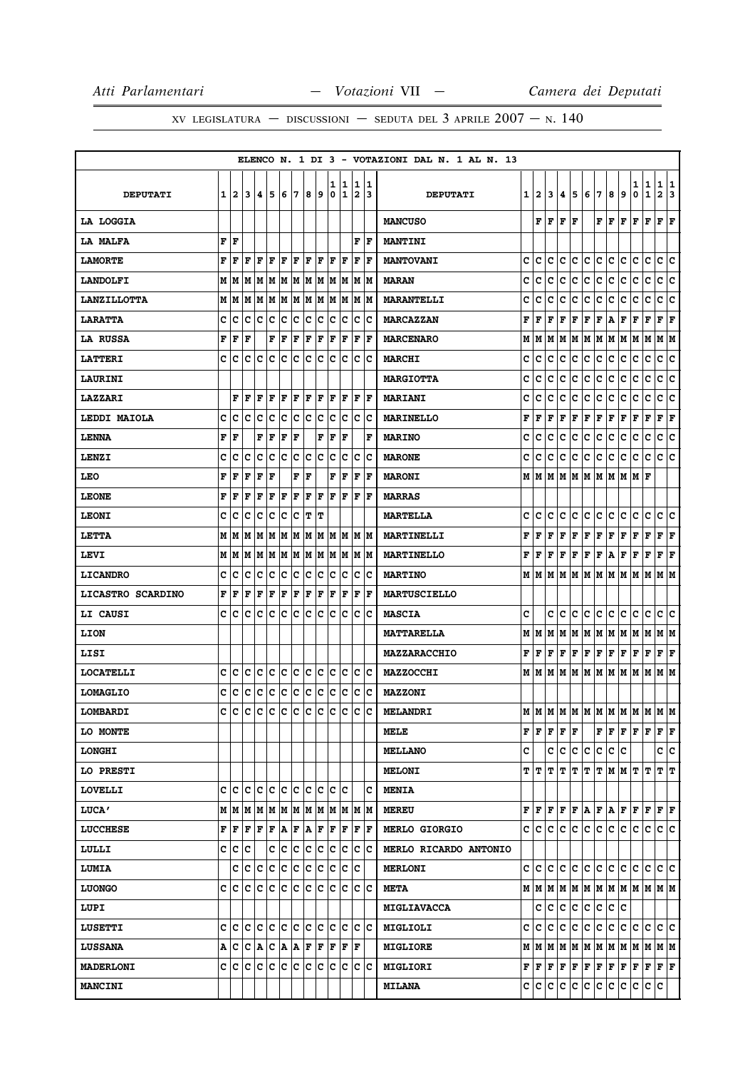**ELENCO N. 1 DI 3 - VOTAZIONI DAL N. 1 AL N. 13**

| DEPUTATI | 1 | 2 | 3 | 4 | 5 | 6 | 7 | 8 | 9 | 10 | 11 | 12 | 13 | DEPUTATI | 1 | 2 | 3 | 4 | 5 | 6 | 7 | 8 | 9 | 10 | 11 | 12 | 13 |
|---|---|---|---|---|---|---|---|---|---|---|---|---|---|---|---|---|---|---|---|---|---|---|---|---|---|---|---|
| LA LOGGIA | | | | | | | | | | | | | | MANCUSO | | F | F | F | F | | F | F | F | F | F | F | F |
| LA MALFA | F | F | | | | | | | | | | F | F | MANTINI | | | | | | | | | | | | | |
| LAMORTE | F | F | F | F | F | F | F | F | F | F | F | F | F | MANTOVANI | C | C | C | C | C | C | C | C | C | C | C | C | C |
| LANDOLFI | M | M | M | M | M | M | M | M | M | M | M | M | M | MARAN | C | C | C | C | C | C | C | C | C | C | C | C | C |
| LANZILLOTTA | M | M | M | M | M | M | M | M | M | M | M | M | M | MARANTELLI | C | C | C | C | C | C | C | C | C | C | C | C | C |
| LARATTA | C | C | C | C | C | C | C | C | C | C | C | C | C | MARCAZZAN | F | F | F | F | F | F | F | A | F | F | F | F | F |
| LA RUSSA | F | F | F | | F | F | F | F | F | F | F | F | F | MARCENARO | M | M | M | M | M | M | M | M | M | M | M | M | M |
| LATTERI | C | C | C | C | C | C | C | C | C | C | C | C | C | MARCHI | C | C | C | C | C | C | C | C | C | C | C | C | C |
| LAURINI | | | | | | | | | | | | | | MARGIOTTA | C | C | C | C | C | C | C | C | C | C | C | C | C |
| LAZZARI | | F | F | F | F | F | F | F | F | F | F | F | F | MARIANI | C | C | C | C | C | C | C | C | C | C | C | C | C |
| LEDDI MAIOLA | C | C | C | C | C | C | C | C | C | C | C | C | C | MARINELLO | F | F | F | F | F | F | F | F | F | F | F | F | F |
| LENNA | F | F | | F | F | F | F | | F | F | F | | F | MARINO | C | C | C | C | C | C | C | C | C | C | C | C | C |
| LENZI | C | C | C | C | C | C | C | C | C | C | C | C | C | MARONE | C | C | C | C | C | C | C | C | C | C | C | C | C |
| LEO | F | F | F | F | F | | F | F | | F | F | F | F | MARONI | M | M | M | M | M | M | M | M | M | M | F | | |
| LEONE | F | F | F | F | F | F | F | F | F | F | F | F | F | MARRAS | | | | | | | | | | | | | |
| LEONI | C | C | C | C | C | C | C | T | T | | | | | MARTELLA | C | C | C | C | C | C | C | C | C | C | C | C | C |
| LETTA | M | M | M | M | M | M | M | M | M | M | M | M | M | MARTINELLI | F | F | F | F | F | F | F | F | F | F | F | F | F |
| LEVI | M | M | M | M | M | M | M | M | M | M | M | M | M | MARTINELLO | F | F | F | F | F | F | F | A | F | F | F | F | F |
| LICANDRO | C | C | C | C | C | C | C | C | C | C | C | C | C | MARTINO | M | M | M | M | M | M | M | M | M | M | M | M | M |
| LICASTRO SCARDINO | F | F | F | F | F | F | F | F | F | F | F | F | F | MARTUSCIELLO | | | | | | | | | | | | | |
| LI CAUSI | C | C | C | C | C | C | C | C | C | C | C | C | C | MASCIA | C | | C | C | C | C | C | C | C | C | C | C | C |
| LION | | | | | | | | | | | | | | MATTARELLA | M | M | M | M | M | M | M | M | M | M | M | M | M |
| LISI | | | | | | | | | | | | | | MAZZARACCHIO | F | F | F | F | F | F | F | F | F | F | F | F | F |
| LOCATELLI | C | C | C | C | C | C | C | C | C | C | C | C | C | MAZZOCCHI | M | M | M | M | M | M | M | M | M | M | M | M | M |
| LOMAGLIO | C | C | C | C | C | C | C | C | C | C | C | C | C | MAZZONI | | | | | | | | | | | | | |
| LOMBARDI | C | C | C | C | C | C | C | C | C | C | C | C | C | MELANDRI | M | M | M | M | M | M | M | M | M | M | M | M | M |
| LO MONTE | | | | | | | | | | | | | | MELE | F | F | F | F | | F | F | F | F | F | F | F | F |
| LONGHI | | | | | | | | | | | | | | MELLANO | C | | C | C | C | C | C | C | C | | | C | C |
| LO PRESTI | | | | | | | | | | | | | | MELONI | T | T | T | T | T | T | T | M | M | T | T | T | T |
| LOVELLI | C | C | C | C | C | C | C | C | C | C | C | | C | MENIA | | | | | | | | | | | | | |
| LUCA' | M | M | M | M | M | M | M | M | M | M | M | M | M | MEREU | F | F | F | F | F | A | F | A | F | F | F | F | F |
| LUCCHESE | F | F | F | F | F | A | F | A | F | F | F | F | F | MERLO GIORGIO | C | C | C | C | C | C | C | C | C | C | C | C | C |
| LULLI | C | C | C | | C | C | C | C | C | C | C | C | C | MERLO RICARDO ANTONIO | | | | | | | | | | | | | |
| LUMIA | | | C | C | C | C | C | C | C | C | C | C | | MERLONI | C | C | C | C | C | C | C | C | C | C | C | C | C |
| LUONGO | C | C | C | C | C | C | C | C | C | C | C | C | C | META | M | M | M | M | M | M | M | M | M | M | M | M | M |
| LUPI | | | | | | | | | | | | | | MIGLIAVACCA | | C | C | C | C | C | C | C | C | | | | |
| LUSETTI | C | C | C | C | C | C | C | C | C | C | C | C | C | MIGLIOLI | C | C | C | C | C | C | C | C | C | C | C | C | C |
| LUSSANA | A | C | C | A | C | A | A | F | F | F | F | F | | MIGLIORE | M | M | M | M | M | M | M | M | M | M | M | M | M |
| MADERLONI | C | C | C | C | C | C | C | C | C | C | C | C | C | MIGLIORI | F | F | F | F | F | F | F | F | F | F | F | F | F |
| MANCINI | | | | | | | | | | | | | | MILANA | C | C | C | C | C | C | C | C | C | C | C | C | |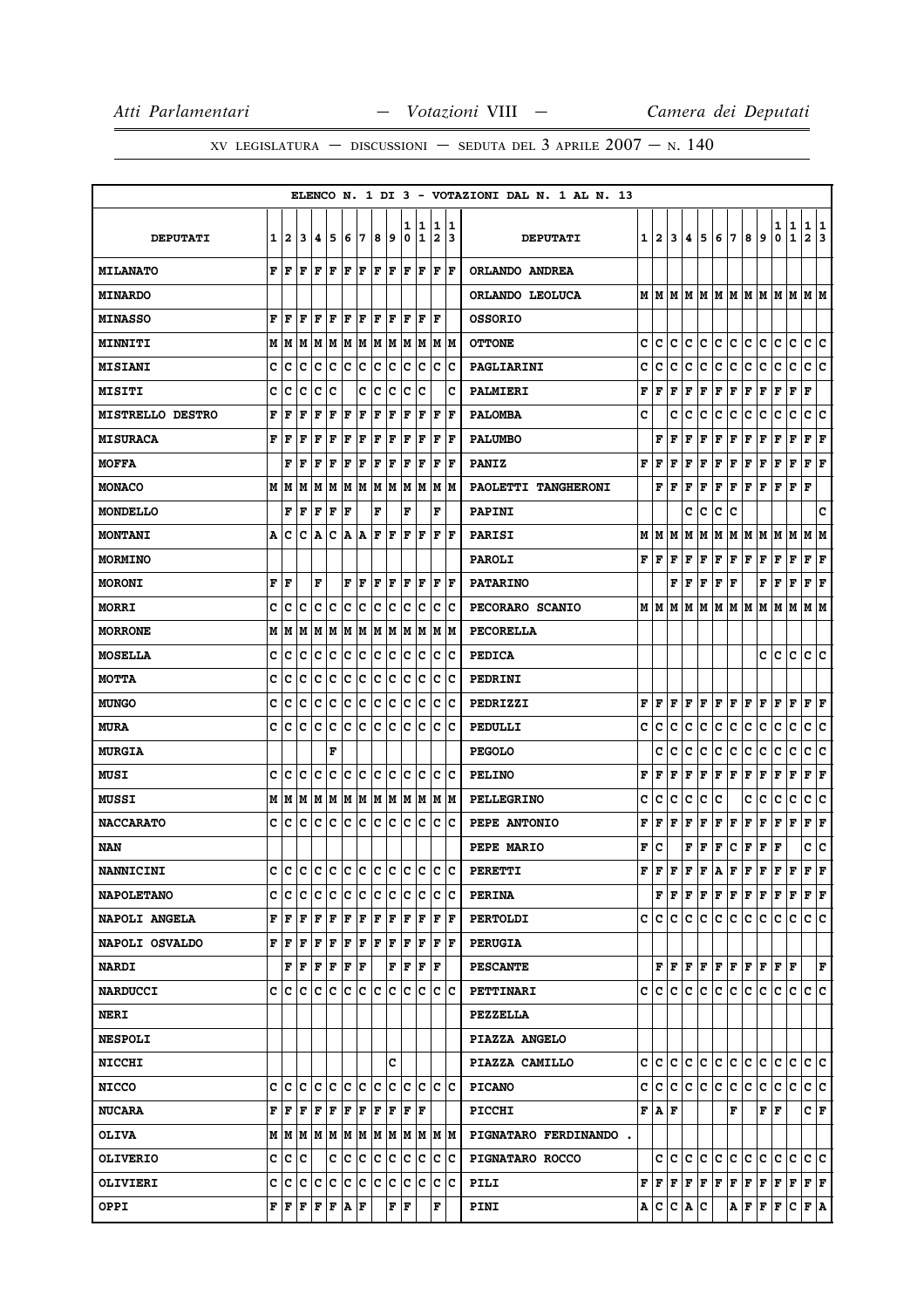| ELENCO N. 1 DI 3 - VOTAZIONI DAL N. 1 AL N. 13 | | | | | | | | | | | | | | | | | | | | | | | | | | | |
|---|---|---|---|---|---|---|---|---|---|---|---|---|---|---|---|---|---|---|---|---|---|---|---|---|---|---|---|
| DEPUTATI | 1 | 2 | 3 | 4 | 5 | 6 | 7 | 8 | 9 | 10 | 11 | 12 | 13 | DEPUTATI | 1 | 2 | 3 | 4 | 5 | 6 | 7 | 8 | 9 | 10 | 11 | 12 | 13 |
| MILANATO | F | F | F | F | F | F | F | F | F | F | F | F | F | ORLANDO ANDREA | | | | | | | | | | | | | |
| MINARDO | | | | | | | | | | | | | | ORLANDO LEOLUCA | M | M | M | M | M | M | M | M | M | M | M | M | M |
| MINASSO | F | F | F | F | F | F | F | F | F | F | F | F | | OSSORIO | | | | | | | | | | | | | |
| MINNITI | M | M | M | M | M | M | M | M | M | M | M | M | M | OTTONE | C | C | C | C | C | C | C | C | C | C | C | C | C |
| MISIANI | C | C | C | C | C | C | C | C | C | C | C | C | C | PAGLIARINI | C | C | C | C | C | C | C | C | C | C | C | C | C |
| MISITI | C | C | C | C | C | | C | C | C | C | C | | C | PALMIERI | F | F | F | F | F | F | F | F | F | F | F | F | |
| MISTRELLO DESTRO | F | F | F | F | F | F | F | F | F | F | F | F | F | PALOMBA | C | | C | C | C | C | C | C | C | C | C | C | C |
| MISURACA | F | F | F | F | F | F | F | F | F | F | F | F | F | PALUMBO | | F | F | F | F | F | F | F | F | F | F | F | F |
| MOFFA | | F | F | F | F | F | F | F | F | F | F | F | F | PANIZ | F | F | F | F | F | F | F | F | F | F | F | F | F |
| MONACO | M | M | M | M | M | M | M | M | M | M | M | M | M | PAOLETTI TANGHERONI | | F | F | F | F | F | F | F | F | F | F | F | |
| MONDELLO | | F | F | F | F | F | | F | | F | | F | | PAPINI | | | | C | C | C | C | | | | | | C |
| MONTANI | A | C | C | A | C | A | A | F | F | F | F | F | F | PARISI | M | M | M | M | M | M | M | M | M | M | M | M | M |
| MORMINO | | | | | | | | | | | | | | PAROLI | F | F | F | F | F | F | F | F | F | F | F | F | F |
| MORONI | F | F | | F | | F | F | F | F | F | F | F | F | PATARINO | | | F | F | F | F | F | | F | F | F | F | F |
| MORRI | C | C | C | C | C | C | C | C | C | C | C | C | C | PECORARO SCANIO | M | M | M | M | M | M | M | M | M | M | M | M | M |
| MORRONE | M | M | M | M | M | M | M | M | M | M | M | M | M | PECORELLA | | | | | | | | | | | | | |
| MOSELLA | C | C | C | C | C | C | C | C | C | C | C | C | C | PEDICA | | | | | | | | | C | C | C | C | C |
| MOTTA | C | C | C | C | C | C | C | C | C | C | C | C | C | PEDRINI | | | | | | | | | | | | | |
| MUNGO | C | C | C | C | C | C | C | C | C | C | C | C | C | PEDRIZZI | F | F | F | F | F | F | F | F | F | F | F | F | F |
| MURA | C | C | C | C | C | C | C | C | C | C | C | C | C | PEDULLI | C | C | C | C | C | C | C | C | C | C | C | C | C |
| MURGIA | | | | | | F | | | | | | | | PEGOLO | | C | C | C | C | C | C | C | C | C | C | C | C |
| MUSI | C | C | C | C | C | C | C | C | C | C | C | C | C | PELINO | F | F | F | F | F | F | F | F | F | F | F | F | F |
| MUSSI | M | M | M | M | M | M | M | M | M | M | M | M | M | PELLEGRINO | C | C | C | C | C | C | | C | C | C | C | C | C |
| NACCARATO | C | C | C | C | C | C | C | C | C | C | C | C | C | PEPE ANTONIO | F | F | F | F | F | F | F | F | F | F | F | F | F |
| NAN | | | | | | | | | | | | | | PEPE MARIO | F | C | | F | F | F | C | F | F | F | | C | C |
| NANNICINI | C | C | C | C | C | C | C | C | C | C | C | C | C | PERETTI | F | F | F | F | A | F | F | F | F | F | F | F | F |
| NAPOLETANO | C | C | C | C | C | C | C | C | C | C | C | C | C | PERINA | | F | F | F | F | F | F | F | F | F | F | F | F |
| NAPOLI ANGELA | F | F | F | F | F | F | F | F | F | F | F | F | F | PERTOLDI | C | C | C | C | C | C | C | C | C | C | C | C | C |
| NAPOLI OSVALDO | F | F | F | F | F | F | F | F | F | F | F | F | F | PERUGIA | | | | | | | | | | | | | |
| NARDI | | F | F | F | F | F | F | | F | F | F | F | | PESCANTE | | F | F | F | F | F | F | F | F | F | F | | F |
| NARDUCCI | C | C | C | C | C | C | C | C | C | C | C | C | C | PETTINARI | C | C | C | C | C | C | C | C | C | C | C | C | C |
| NERI | | | | | | | | | | | | | | PEZZELLA | | | | | | | | | | | | | |
| NESPOLI | | | | | | | | | | | | | | PIAZZA ANGELO | | | | | | | | | | | | | |
| NICCHI | | | | | | | | | C | | | | | PIAZZA CAMILLO | C | C | C | C | C | C | C | C | C | C | C | C | C |
| NICCO | C | C | C | C | C | C | C | C | C | C | C | C | C | PICANO | C | C | C | C | C | C | C | C | C | C | C | C | C |
| NUCARA | F | F | F | F | F | F | F | F | F | F | F | | | PICCHI | F | A | F | | | | F | | F | F | | C | F |
| OLIVA | M | M | M | M | M | M | M | M | M | M | M | M | M | PIGNATARO FERDINANDO . | | | | | | | | | | | | | |
| OLIVERIO | C | C | C | | C | C | C | C | C | C | C | C | C | PIGNATARO ROCCO | | C | C | C | C | C | C | C | C | C | C | C | C |
| OLIVIERI | C | C | C | C | C | C | C | C | C | C | C | C | C | PILI | F | F | F | F | F | F | F | F | F | F | F | F | F |
| OPPI | F | F | F | F | F | A | F | | F | F | | F | | PINI | A | C | C | A | C | | A | F | F | F | C | F | A |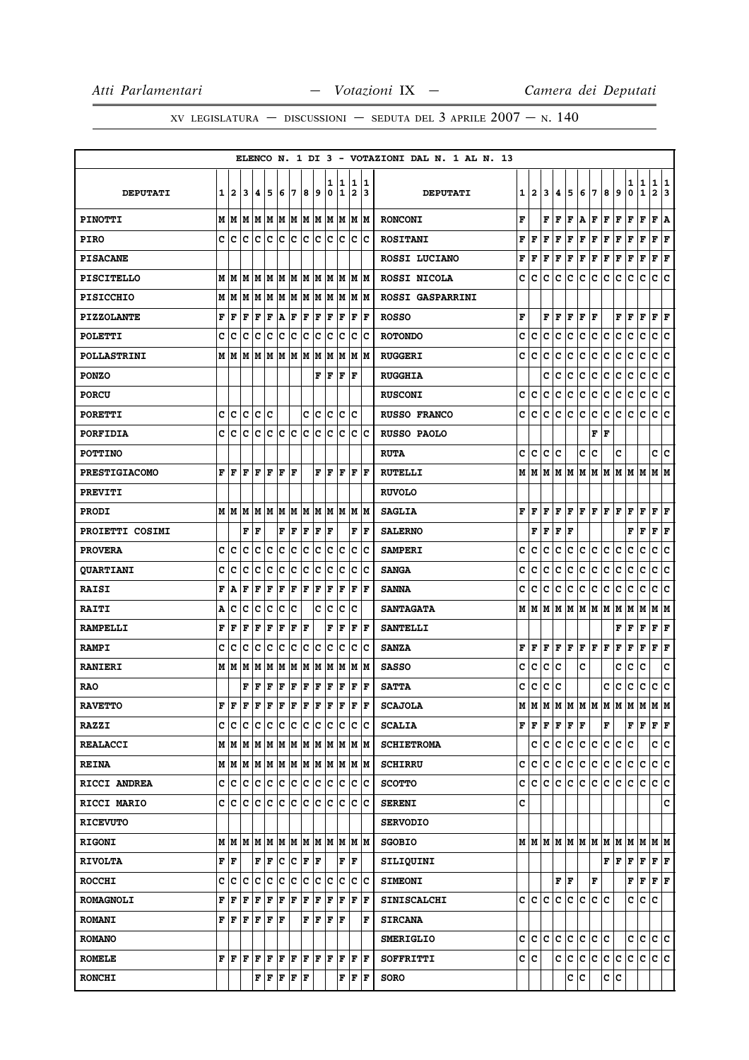| ELENCO N. 1 DI 3 - VOTAZIONI DAL N. 1 AL N. 13 | | | | | | | | | | | | | | | | | | | | | | | | | | | |
|---|---|---|---|---|---|---|---|---|---|---|---|---|---|---|---|---|---|---|---|---|---|---|---|---|---|---|---|
| DEPUTATI | 1 | 2 | 3 | 4 | 5 | 6 | 7 | 8 | 9 | 10 | 11 | 12 | 13 | DEPUTATI | 1 | 2 | 3 | 4 | 5 | 6 | 7 | 8 | 9 | 10 | 11 | 12 | 13 |
| PINOTTI | M | M | M | M | M | M | M | M | M | M | M | M | M | RONCONI | F | | F | F | F | A | F | F | F | F | F | F | A |
| PIRO | C | C | C | C | C | C | C | C | C | C | C | C | C | ROSITANI | F | F | F | F | F | F | F | F | F | F | F | F | F |
| PISACANE | | | | | | | | | | | | | | ROSSI LUCIANO | F | F | F | F | F | F | F | F | F | F | F | F | F |
| PISCITELLO | M | M | M | M | M | M | M | M | M | M | M | M | M | ROSSI NICOLA | C | C | C | C | C | C | C | C | C | C | C | C | C |
| PISICCHIO | M | M | M | M | M | M | M | M | M | M | M | M | M | ROSSI GASPARRINI | | | | | | | | | | | | | |
| PIZZOLANTE | F | F | F | F | F | A | F | F | F | F | F | F | F | ROSSO | F | | F | F | F | F | F | | F | F | F | F | F |
| POLETTI | C | C | C | C | C | C | C | C | C | C | C | C | C | ROTONDO | C | C | C | C | C | C | C | C | C | C | C | C | C |
| POLLASTRINI | M | M | M | M | M | M | M | M | M | M | M | M | M | RUGGERI | C | C | C | C | C | C | C | C | C | C | C | C | C |
| PONZO | | | | | | | | | F | F | F | F | | RUGGHIA | | | C | C | C | C | C | C | C | C | C | C | C |
| PORCU | | | | | | | | | | | | | | RUSCONI | C | C | C | C | C | C | C | C | C | C | C | C | C |
| PORETTI | C | C | C | C | C | | | C | C | C | C | C | | RUSSO FRANCO | C | C | C | C | C | C | C | C | C | C | C | C | C |
| PORFIDIA | C | C | C | C | C | C | C | C | C | C | C | C | C | RUSSO PAOLO | | | | | | | F | F | | | | | |
| POTTINO | | | | | | | | | | | | | | RUTA | C | C | C | C | | C | C | | C | | | C | C |
| PRESTIGIACOMO | F | F | F | F | F | F | F | | F | F | F | F | F | RUTELLI | M | M | M | M | M | M | M | M | M | M | M | M | M |
| PREVITI | | | | | | | | | | | | | | RUVOLO | | | | | | | | | | | | | |
| PRODI | M | M | M | M | M | M | M | M | M | M | M | M | M | SAGLIA | F | F | F | F | F | F | F | F | F | F | F | F | F |
| PROIETTI COSIMI | | | F | F | | F | F | F | F | F | | F | F | SALERNO | | F | F | F | F | | | | | F | F | F | F |
| PROVERA | C | C | C | C | C | C | C | C | C | C | C | C | C | SAMPERI | C | C | C | C | C | C | C | C | C | C | C | C | C |
| QUARTIANI | C | C | C | C | C | C | C | C | C | C | C | C | C | SANGA | C | C | C | C | C | C | C | C | C | C | C | C | C |
| RAISI | F | A | F | F | F | F | F | F | F | F | F | F | F | SANNA | C | C | C | C | C | C | C | C | C | C | C | C | C |
| RAITI | A | C | C | C | C | C | C | | C | C | C | C | | SANTAGATA | M | M | M | M | M | M | M | M | M | M | M | M | M |
| RAMPELLI | F | F | F | F | F | F | F | F | | F | F | F | F | SANTELLI | | | | | | | | | F | F | F | F | F |
| RAMPI | C | C | C | C | C | C | C | C | C | C | C | C | C | SANZA | F | F | F | F | F | F | F | F | F | F | F | F | F |
| RANIERI | M | M | M | M | M | M | M | M | M | M | M | M | M | SASSO | C | C | C | C | | C | | | C | C | C | | C |
| RAO | | | F | F | F | F | F | F | F | F | F | F | F | SATTA | C | C | C | C | | | | C | C | C | C | C | C |
| RAVETTO | F | F | F | F | F | F | F | F | F | F | F | F | F | SCAJOLA | M | M | M | M | M | M | M | M | M | M | M | M | M |
| RAZZI | C | C | C | C | C | C | C | C | C | C | C | C | C | SCALIA | F | F | F | F | F | F | | F | | F | F | F | F |
| REALACCI | M | M | M | M | M | M | M | M | M | M | M | M | M | SCHIETROMA | | C | C | C | C | C | C | C | C | C | | C | C |
| REINA | M | M | M | M | M | M | M | M | M | M | M | M | M | SCHIRRU | C | C | C | C | C | C | C | C | C | C | C | C | C |
| RICCI ANDREA | C | C | C | C | C | C | C | C | C | C | C | C | C | SCOTTO | C | C | C | C | C | C | C | C | C | C | C | C | C |
| RICCI MARIO | C | C | C | C | C | C | C | C | C | C | C | C | C | SERENI | C | | | | | | | | | | | | C |
| RICEVUTO | | | | | | | | | | | | | | SERVODIO | | | | | | | | | | | | | |
| RIGONI | M | M | M | M | M | M | M | M | M | M | M | M | M | SGOBIO | M | M | M | M | M | M | M | M | M | M | M | M | M |
| RIVOLTA | F | F | | F | F | C | C | F | F | | F | F | | SILIQUINI | | | | | | | | F | F | F | F | F | F |
| ROCCHI | C | C | C | C | C | C | C | C | C | C | C | C | C | SIMEONI | | | | F | F | | F | | | F | F | F | F |
| ROMAGNOLI | F | F | F | F | F | F | F | F | F | F | F | F | F | SINISCALCHI | C | C | C | C | C | C | C | C | | C | C | C | |
| ROMANI | F | F | F | F | F | F | | F | F | F | F | | F | SIRCANA | | | | | | | | | | | | | |
| ROMANO | | | | | | | | | | | | | | SMERIGLIO | C | C | C | C | C | C | C | C | | C | C | C | C |
| ROMELE | F | F | F | F | F | F | F | F | F | F | F | F | F | SOFFRITTI | C | C | | C | C | C | C | C | C | C | C | C | C |
| RONCHI | | | | F | F | F | F | F | | | F | F | F | SORO | | | | | C | C | | C | C | | | | |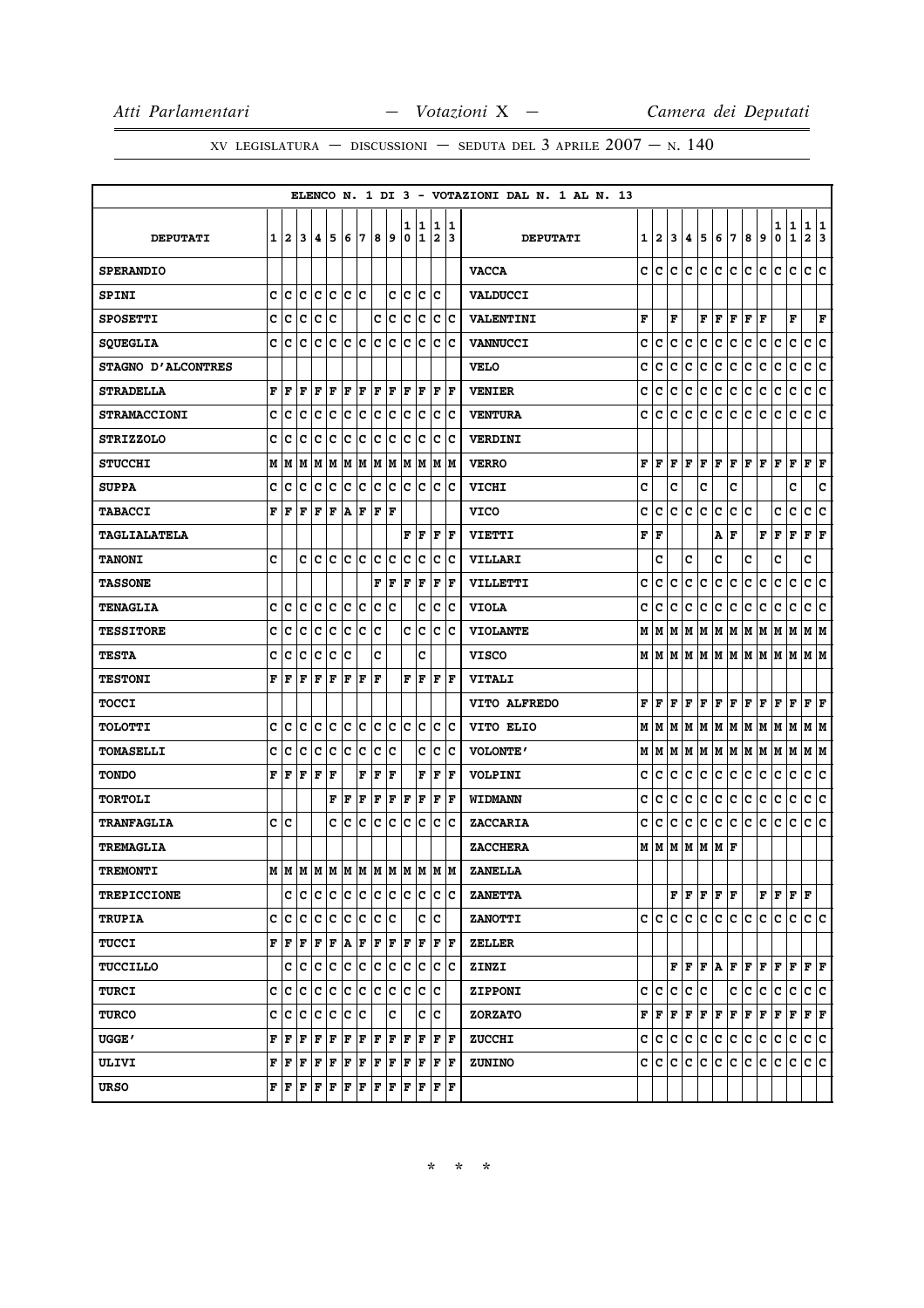XV LEGISLATURA — DISCUSSIONI — SEDUTA DEL 3 APRILE 2007 — N. 140

ELENCO N. 1 DI 3 - VOTAZIONI DAL N. 1 AL N. 13

| DEPUTATI | 1 | 2 | 3 | 4 | 5 | 6 | 7 | 8 | 9 | 10 | 11 | 12 | 13 | DEPUTATI | 1 | 2 | 3 | 4 | 5 | 6 | 7 | 8 | 9 | 10 | 11 | 12 | 13 |
|---|---|---|---|---|---|---|---|---|---|---|---|---|---|---|---|---|---|---|---|---|---|---|---|---|---|---|---|
| SPERANDIO | | | | | | | | | | | | | | VACCA | C | C | C | C | C | C | C | C | C | C | C | C | C |
| SPINI | C | C | C | C | C | C | C | | C | C | C | C | | VALDUCCI | | | | | | | | | | | | | |
| SPOSETTI | C | C | C | C | C | | | C | C | C | C | C | C | VALENTINI | F | | F | | F | F | F | F | F | | F | | F |
| SQUEGLIA | C | C | C | C | C | C | C | C | C | C | C | C | C | VANNUCCI | C | C | C | C | C | C | C | C | C | C | C | C | C |
| STAGNO D'ALCONTRES | | | | | | | | | | | | | | VELO | C | C | C | C | C | C | C | C | C | C | C | C | C |
| STRADELLA | F | F | F | F | F | F | F | F | F | F | F | F | F | VENIER | C | C | C | C | C | C | C | C | C | C | C | C | C |
| STRAMACCIONI | C | C | C | C | C | C | C | C | C | C | C | C | C | VENTURA | C | C | C | C | C | C | C | C | C | C | C | C | C |
| STRIZZOLO | C | C | C | C | C | C | C | C | C | C | C | C | C | VERDINI | | | | | | | | | | | | | |
| STUCCHI | M | M | M | M | M | M | M | M | M | M | M | M | M | VERRO | F | F | F | F | F | F | F | F | F | F | F | F | F |
| SUPPA | C | C | C | C | C | C | C | C | C | C | C | C | C | VICHI | C | | C | | C | | C | | | | C | | C |
| TABACCI | F | F | F | F | F | A | F | F | F | | | | | VICO | C | C | C | C | C | C | C | C | | C | C | C | C |
| TAGLIALATELA | | | | | | | | | | F | F | F | F | VIETTI | F | F | | | | A | F | | F | F | F | F | F |
| TANONI | C | | C | C | C | C | C | C | C | C | C | C | C | VILLARI | | C | | C | | C | | C | | C | | C | |
| TASSONE | | | | | | | | | F | F | F | F | F | VILLETTI | C | C | C | C | C | C | C | C | C | C | C | C | C |
| TENAGLIA | C | C | C | C | C | C | C | C | C | | C | C | C | VIOLA | C | C | C | C | C | C | C | C | C | C | C | C | C |
| TESSITORE | C | C | C | C | C | C | C | C | | C | C | C | C | VIOLANTE | M | M | M | M | M | M | M | M | M | M | M | M | M |
| TESTA | C | C | C | C | C | C | | C | | | C | | | VISCO | M | M | M | M | M | M | M | M | M | M | M | M | M |
| TESTONI | F | F | F | F | F | F | F | F | | F | F | F | F | VITALI | | | | | | | | | | | | | |
| TOCCI | | | | | | | | | | | | | | VITO ALFREDO | F | F | F | F | F | F | F | F | F | F | F | F | F |
| TOLOTTI | C | C | C | C | C | C | C | C | C | C | C | C | C | VITO ELIO | M | M | M | M | M | M | M | M | M | M | M | M | M |
| TOMASELLI | C | C | C | C | C | C | C | C | C | | C | C | C | VOLONTE' | M | M | M | M | M | M | M | M | M | M | M | M | M |
| TONDO | F | F | F | F | F | | F | F | F | | F | F | F | VOLPINI | C | C | C | C | C | C | C | C | C | C | C | C | C |
| TORTOLI | | | | | F | F | F | F | F | F | F | F | F | WIDMANN | C | C | C | C | C | C | C | C | C | C | C | C | C |
| TRANFAGLIA | C | C | | | C | C | C | C | C | C | C | C | C | ZACCARIA | C | C | C | C | C | C | C | C | C | C | C | C | C |
| TREMAGLIA | | | | | | | | | | | | | | ZACCHERA | M | M | M | M | M | M | F | | | | | | |
| TREMONTI | M | M | M | M | M | M | M | M | M | M | M | M | M | ZANELLA | | | | | | | | | | | | | |
| TREPICCIONE | | C | C | C | C | C | C | C | C | C | C | C | C | ZANETTA | | | F | F | F | F | F | | F | F | F | F | |
| TRUPIA | C | C | C | C | C | C | C | C | C | | C | C | | ZANOTTI | C | C | C | C | C | C | C | C | C | C | C | C | C |
| TUCCI | F | F | F | F | F | A | F | F | F | F | F | F | F | ZELLER | | | | | | | | | | | | | |
| TUCCILLO | | C | C | C | C | C | C | C | C | C | C | C | C | ZINZI | | | F | F | F | A | F | F | F | F | F | F | F |
| TURCI | C | C | C | C | C | C | C | C | C | C | C | C | | ZIPPONI | C | C | C | C | C | | C | C | C | C | C | C | C |
| TURCO | C | C | C | C | C | C | C | | C | | C | C | | ZORZATO | F | F | F | F | F | F | F | F | F | F | F | F | F |
| UGGE' | F | F | F | F | F | F | F | F | F | F | F | F | F | ZUCCHI | C | C | C | C | C | C | C | C | C | C | C | C | C |
| ULIVI | F | F | F | F | F | F | F | F | F | F | F | F | F | ZUNINO | C | C | C | C | C | C | C | C | C | C | C | C | C |
| URSO | F | F | F | F | F | F | F | F | F | F | F | F | F | | | | | | | | | | | | | | |

\* \* \*